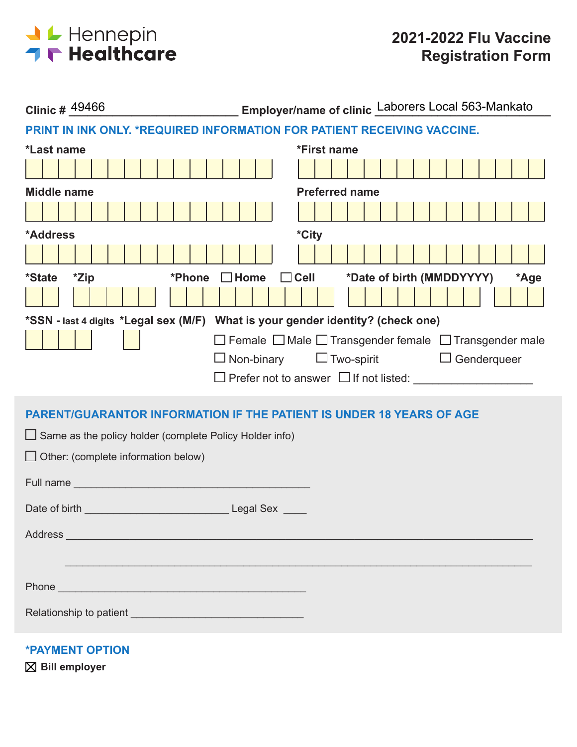Hennepin Healthcare

# 2021-2022 Flu Vaccine Registration Form

**Clinic #** 49466 **Employer/name of clinic** Laborers Local 563-Mankato

**PRINT IN INK ONLY. *REQUIRED INFORMATION FOR PATIENT RECEIVING VACCINE.**

**\*Last name** ______________________

**\*First name** ______________________

**Middle name** ______________________

**Preferred name** ______________________

**\*Address** ______________________

**\*City** ______________________

**\*State** ____ **\*Zip** ______ **\*Phone** ☐ Home ☐ Cell ______________ **\*Date of birth (MMDDYYYY)** ________ **\*Age** ___

**\*SSN - last 4 digits** ____ **\*Legal sex (M/F)** __

**What is your gender identity? (check one)**

- ☐ Female
- ☐ Male
- ☐ Transgender female
- ☐ Transgender male
- ☐ Non-binary
- ☐ Two-spirit
- ☐ Genderqueer
- ☐ Prefer not to answer
- ☐ If not listed: ___________________

## PARENT/GUARANTOR INFORMATION IF THE PATIENT IS UNDER 18 YEARS OF AGE

☐ Same as the policy holder (complete Policy Holder info)

☐ Other: (complete information below)

Full name _________________________________________

Date of birth _________________________ Legal Sex ____

Address _________________________________________________________________________________

_________________________________________________________________________________

Phone ___________________________________________

Relationship to patient ______________________________

## *PAYMENT OPTION

☒ **Bill employer**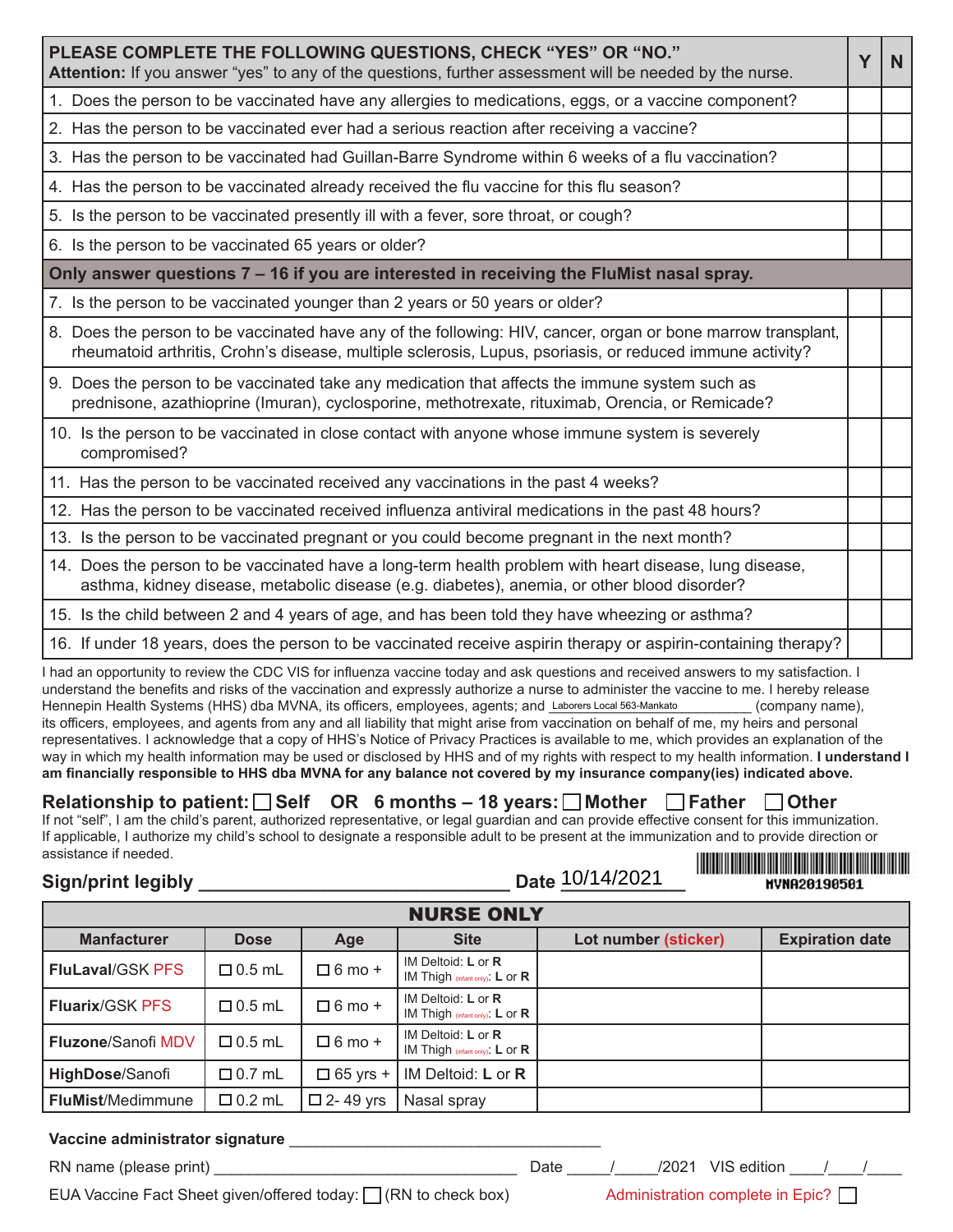| **PLEASE COMPLETE THE FOLLOWING QUESTIONS, CHECK "YES" OR "NO."** **Attention:** If you answer "yes" to any of the questions, further assessment will be needed by the nurse. | Y | N |
|---|---|---|
| 1. Does the person to be vaccinated have any allergies to medications, eggs, or a vaccine component? | | |
| 2. Has the person to be vaccinated ever had a serious reaction after receiving a vaccine? | | |
| 3. Has the person to be vaccinated had Guillan-Barre Syndrome within 6 weeks of a flu vaccination? | | |
| 4. Has the person to be vaccinated already received the flu vaccine for this flu season? | | |
| 5. Is the person to be vaccinated presently ill with a fever, sore throat, or cough? | | |
| 6. Is the person to be vaccinated 65 years or older? | | |
| **Only answer questions 7 – 16 if you are interested in receiving the FluMist nasal spray.** | | |
| 7. Is the person to be vaccinated younger than 2 years or 50 years or older? | | |
| 8. Does the person to be vaccinated have any of the following: HIV, cancer, organ or bone marrow transplant, rheumatoid arthritis, Crohn's disease, multiple sclerosis, Lupus, psoriasis, or reduced immune activity? | | |
| 9. Does the person to be vaccinated take any medication that affects the immune system such as prednisone, azathioprine (Imuran), cyclosporine, methotrexate, rituximab, Orencia, or Remicade? | | |
| 10. Is the person to be vaccinated in close contact with anyone whose immune system is severely compromised? | | |
| 11. Has the person to be vaccinated received any vaccinations in the past 4 weeks? | | |
| 12. Has the person to be vaccinated received influenza antiviral medications in the past 48 hours? | | |
| 13. Is the person to be vaccinated pregnant or you could become pregnant in the next month? | | |
| 14. Does the person to be vaccinated have a long-term health problem with heart disease, lung disease, asthma, kidney disease, metabolic disease (e.g. diabetes), anemia, or other blood disorder? | | |
| 15. Is the child between 2 and 4 years of age, and has been told they have wheezing or asthma? | | |
| 16. If under 18 years, does the person to be vaccinated receive aspirin therapy or aspirin-containing therapy? | | |

I had an opportunity to review the CDC VIS for influenza vaccine today and ask questions and received answers to my satisfaction. I understand the benefits and risks of the vaccination and expressly authorize a nurse to administer the vaccine to me. I hereby release Hennepin Health Systems (HHS) dba MVNA, its officers, employees, agents; and Laborers Local 563-Mankato (company name), its officers, employees, and agents from any and all liability that might arise from vaccination on behalf of me, my heirs and personal representatives. I acknowledge that a copy of HHS's Notice of Privacy Practices is available to me, which provides an explanation of the way in which my health information may be used or disclosed by HHS and of my rights with respect to my health information. **I understand I am financially responsible to HHS dba MVNA for any balance not covered by my insurance company(ies) indicated above.**

**Relationship to patient:** ☐ **Self** **OR** **6 months – 18 years:** ☐ **Mother** ☐ **Father** ☐ **Other**

If not "self", I am the child's parent, authorized representative, or legal guardian and can provide effective consent for this immunization. If applicable, I authorize my child's school to designate a responsible adult to be present at the immunization and to provide direction or assistance if needed.

**Sign/print legibly** ______________________________ **Date** 10/14/2021

MVNA20190501

| **NURSE ONLY** | | | | | |
|---|---|---|---|---|---|
| **Manfacturer** | **Dose** | **Age** | **Site** | **Lot number (sticker)** | **Expiration date** |
| **FluLaval**/GSK PFS | ☐ 0.5 mL | ☐ 6 mo + | IM Deltoid: **L** or **R**<br>IM Thigh (infant only): **L** or **R** | | |
| **Fluarix**/GSK PFS | ☐ 0.5 mL | ☐ 6 mo + | IM Deltoid: **L** or **R**<br>IM Thigh (infant only): **L** or **R** | | |
| **Fluzone**/Sanofi MDV | ☐ 0.5 mL | ☐ 6 mo + | IM Deltoid: **L** or **R**<br>IM Thigh (infant only): **L** or **R** | | |
| **HighDose**/Sanofi | ☐ 0.7 mL | ☐ 65 yrs + | IM Deltoid: **L** or **R** | | |
| **FluMist**/Medimmune | ☐ 0.2 mL | ☐ 2- 49 yrs | Nasal spray | | |

**Vaccine administrator signature** ______________________________

RN name (please print) ______________________________ Date _____/_____/2021 VIS edition ____/____/____

EUA Vaccine Fact Sheet given/offered today: ☐ (RN to check box)

Administration complete in Epic? ☐